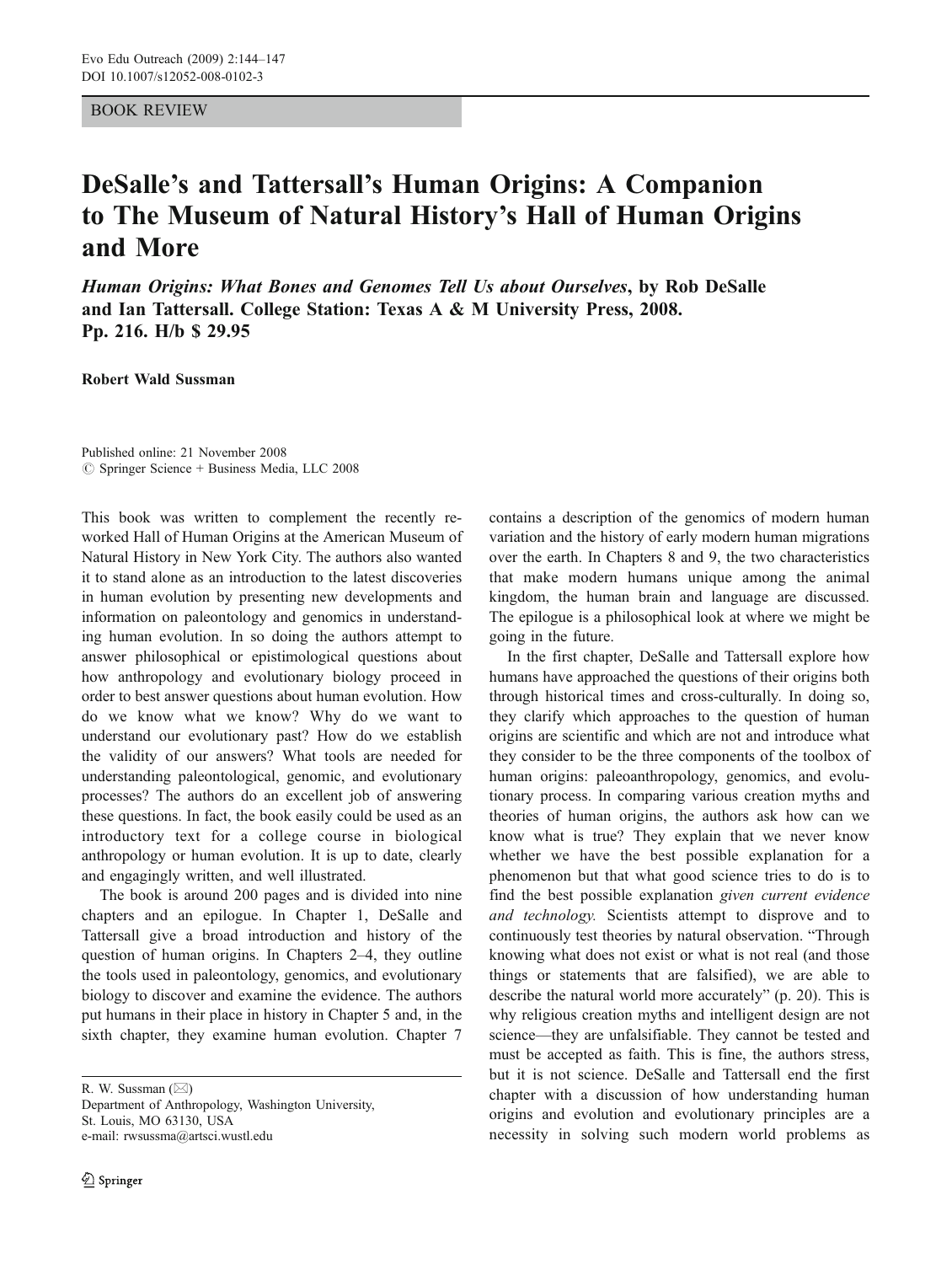BOOK REVIEW

# DeSalle's and Tattersall's Human Origins: A Companion to The Museum of Natural History's Hall of Human Origins and More

***Human Origins: What Bones and Genomes Tell Us about Ourselves*, by Rob DeSalle and Ian Tattersall. College Station: Texas A & M University Press, 2008. Pp. 216. H/b $ 29.95**

**Robert Wald Sussman**

Published online: 21 November 2008
© Springer Science + Business Media, LLC 2008

This book was written to complement the recently reworked Hall of Human Origins at the American Museum of Natural History in New York City. The authors also wanted it to stand alone as an introduction to the latest discoveries in human evolution by presenting new developments and information on paleontology and genomics in understanding human evolution. In so doing the authors attempt to answer philosophical or epistimological questions about how anthropology and evolutionary biology proceed in order to best answer questions about human evolution. How do we know what we know? Why do we want to understand our evolutionary past? How do we establish the validity of our answers? What tools are needed for understanding paleontological, genomic, and evolutionary processes? The authors do an excellent job of answering these questions. In fact, the book easily could be used as an introductory text for a college course in biological anthropology or human evolution. It is up to date, clearly and engagingly written, and well illustrated.

The book is around 200 pages and is divided into nine chapters and an epilogue. In Chapter 1, DeSalle and Tattersall give a broad introduction and history of the question of human origins. In Chapters 2–4, they outline the tools used in paleontology, genomics, and evolutionary biology to discover and examine the evidence. The authors put humans in their place in history in Chapter 5 and, in the sixth chapter, they examine human evolution. Chapter 7 contains a description of the genomics of modern human variation and the history of early modern human migrations over the earth. In Chapters 8 and 9, the two characteristics that make modern humans unique among the animal kingdom, the human brain and language are discussed. The epilogue is a philosophical look at where we might be going in the future.

In the first chapter, DeSalle and Tattersall explore how humans have approached the questions of their origins both through historical times and cross-culturally. In doing so, they clarify which approaches to the question of human origins are scientific and which are not and introduce what they consider to be the three components of the toolbox of human origins: paleoanthropology, genomics, and evolutionary process. In comparing various creation myths and theories of human origins, the authors ask how can we know what is true? They explain that we never know whether we have the best possible explanation for a phenomenon but that what good science tries to do is to find the best possible explanation *given current evidence and technology.* Scientists attempt to disprove and to continuously test theories by natural observation. "Through knowing what does not exist or what is not real (and those things or statements that are falsified), we are able to describe the natural world more accurately" (p. 20). This is why religious creation myths and intelligent design are not science—they are unfalsifiable. They cannot be tested and must be accepted as faith. This is fine, the authors stress, but it is not science. DeSalle and Tattersall end the first chapter with a discussion of how understanding human origins and evolution and evolutionary principles are a necessity in solving such modern world problems as

R. W. Sussman (✉)
Department of Anthropology, Washington University,
St. Louis, MO 63130, USA
e-mail: rwsussma@artsci.wustl.edu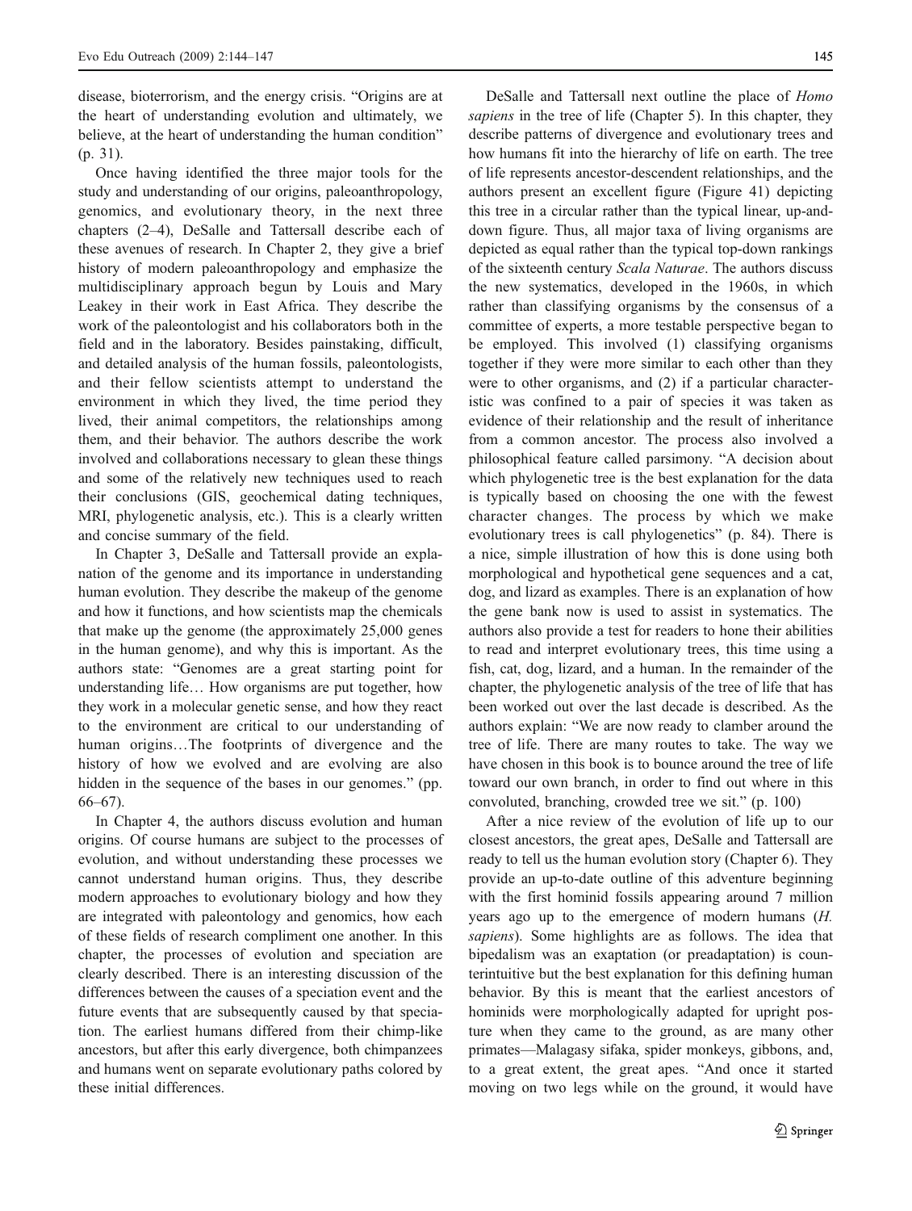disease, bioterrorism, and the energy crisis. "Origins are at the heart of understanding evolution and ultimately, we believe, at the heart of understanding the human condition" (p. 31).

Once having identified the three major tools for the study and understanding of our origins, paleoanthropology, genomics, and evolutionary theory, in the next three chapters (2–4), DeSalle and Tattersall describe each of these avenues of research. In Chapter 2, they give a brief history of modern paleoanthropology and emphasize the multidisciplinary approach begun by Louis and Mary Leakey in their work in East Africa. They describe the work of the paleontologist and his collaborators both in the field and in the laboratory. Besides painstaking, difficult, and detailed analysis of the human fossils, paleontologists, and their fellow scientists attempt to understand the environment in which they lived, the time period they lived, their animal competitors, the relationships among them, and their behavior. The authors describe the work involved and collaborations necessary to glean these things and some of the relatively new techniques used to reach their conclusions (GIS, geochemical dating techniques, MRI, phylogenetic analysis, etc.). This is a clearly written and concise summary of the field.

In Chapter 3, DeSalle and Tattersall provide an explanation of the genome and its importance in understanding human evolution. They describe the makeup of the genome and how it functions, and how scientists map the chemicals that make up the genome (the approximately 25,000 genes in the human genome), and why this is important. As the authors state: "Genomes are a great starting point for understanding life… How organisms are put together, how they work in a molecular genetic sense, and how they react to the environment are critical to our understanding of human origins…The footprints of divergence and the history of how we evolved and are evolving are also hidden in the sequence of the bases in our genomes." (pp. 66–67).

In Chapter 4, the authors discuss evolution and human origins. Of course humans are subject to the processes of evolution, and without understanding these processes we cannot understand human origins. Thus, they describe modern approaches to evolutionary biology and how they are integrated with paleontology and genomics, how each of these fields of research compliment one another. In this chapter, the processes of evolution and speciation are clearly described. There is an interesting discussion of the differences between the causes of a speciation event and the future events that are subsequently caused by that speciation. The earliest humans differed from their chimp-like ancestors, but after this early divergence, both chimpanzees and humans went on separate evolutionary paths colored by these initial differences.

DeSalle and Tattersall next outline the place of *Homo sapiens* in the tree of life (Chapter 5). In this chapter, they describe patterns of divergence and evolutionary trees and how humans fit into the hierarchy of life on earth. The tree of life represents ancestor-descendent relationships, and the authors present an excellent figure (Figure 41) depicting this tree in a circular rather than the typical linear, up-and-down figure. Thus, all major taxa of living organisms are depicted as equal rather than the typical top-down rankings of the sixteenth century *Scala Naturae*. The authors discuss the new systematics, developed in the 1960s, in which rather than classifying organisms by the consensus of a committee of experts, a more testable perspective began to be employed. This involved (1) classifying organisms together if they were more similar to each other than they were to other organisms, and (2) if a particular characteristic was confined to a pair of species it was taken as evidence of their relationship and the result of inheritance from a common ancestor. The process also involved a philosophical feature called parsimony. "A decision about which phylogenetic tree is the best explanation for the data is typically based on choosing the one with the fewest character changes. The process by which we make evolutionary trees is call phylogenetics" (p. 84). There is a nice, simple illustration of how this is done using both morphological and hypothetical gene sequences and a cat, dog, and lizard as examples. There is an explanation of how the gene bank now is used to assist in systematics. The authors also provide a test for readers to hone their abilities to read and interpret evolutionary trees, this time using a fish, cat, dog, lizard, and a human. In the remainder of the chapter, the phylogenetic analysis of the tree of life that has been worked out over the last decade is described. As the authors explain: "We are now ready to clamber around the tree of life. There are many routes to take. The way we have chosen in this book is to bounce around the tree of life toward our own branch, in order to find out where in this convoluted, branching, crowded tree we sit." (p. 100)

After a nice review of the evolution of life up to our closest ancestors, the great apes, DeSalle and Tattersall are ready to tell us the human evolution story (Chapter 6). They provide an up-to-date outline of this adventure beginning with the first hominid fossils appearing around 7 million years ago up to the emergence of modern humans (*H. sapiens*). Some highlights are as follows. The idea that bipedalism was an exaptation (or preadaptation) is counterintuitive but the best explanation for this defining human behavior. By this is meant that the earliest ancestors of hominids were morphologically adapted for upright posture when they came to the ground, as are many other primates—Malagasy sifaka, spider monkeys, gibbons, and, to a great extent, the great apes. "And once it started moving on two legs while on the ground, it would have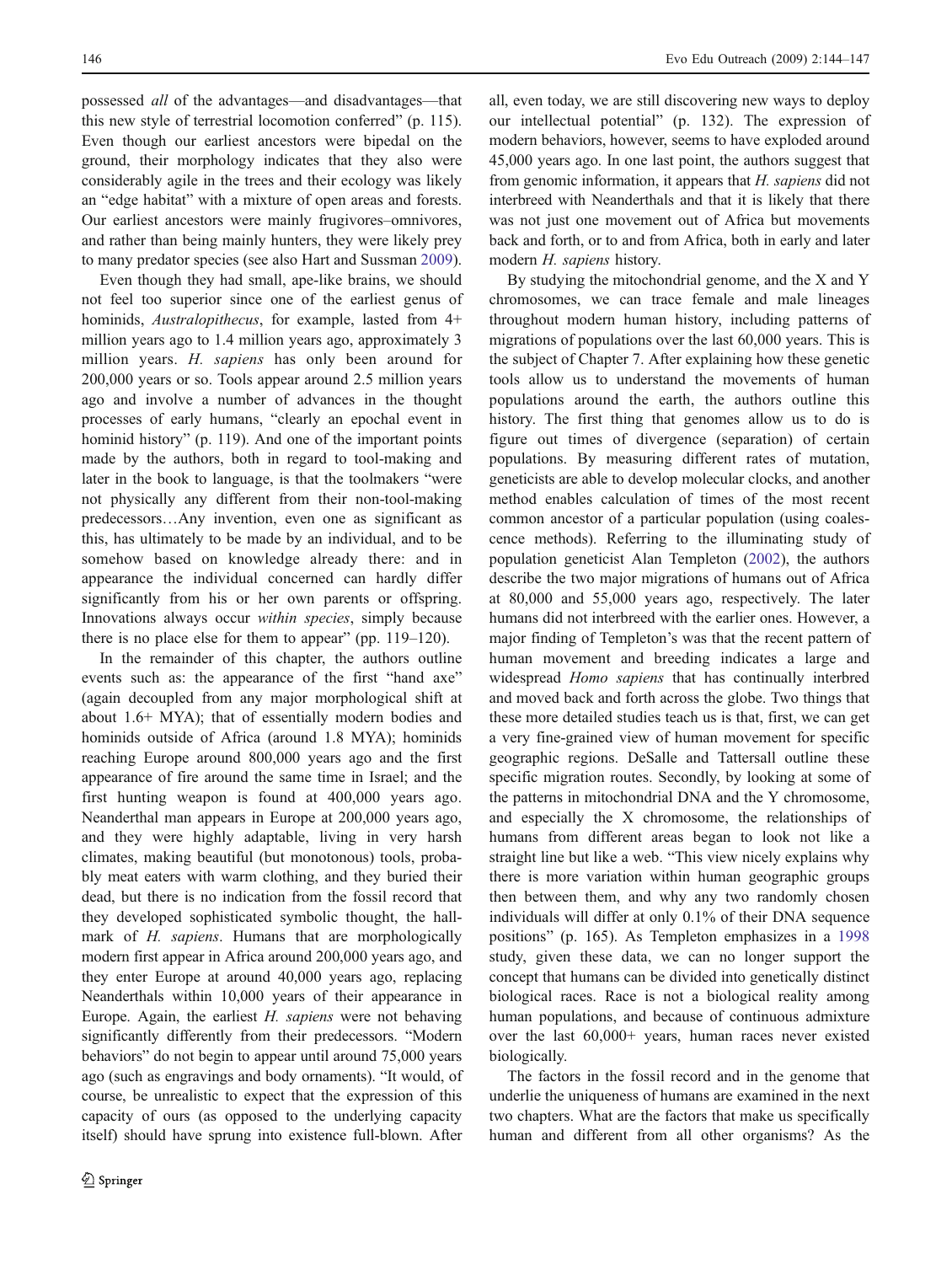possessed *all* of the advantages—and disadvantages—that this new style of terrestrial locomotion conferred" (p. 115). Even though our earliest ancestors were bipedal on the ground, their morphology indicates that they also were considerably agile in the trees and their ecology was likely an "edge habitat" with a mixture of open areas and forests. Our earliest ancestors were mainly frugivores–omnivores, and rather than being mainly hunters, they were likely prey to many predator species (see also Hart and Sussman 2009).

Even though they had small, ape-like brains, we should not feel too superior since one of the earliest genus of hominids, *Australopithecus*, for example, lasted from 4+ million years ago to 1.4 million years ago, approximately 3 million years. *H. sapiens* has only been around for 200,000 years or so. Tools appear around 2.5 million years ago and involve a number of advances in the thought processes of early humans, "clearly an epochal event in hominid history" (p. 119). And one of the important points made by the authors, both in regard to tool-making and later in the book to language, is that the toolmakers "were not physically any different from their non-tool-making predecessors…Any invention, even one as significant as this, has ultimately to be made by an individual, and to be somehow based on knowledge already there: and in appearance the individual concerned can hardly differ significantly from his or her own parents or offspring. Innovations always occur *within species*, simply because there is no place else for them to appear" (pp. 119–120).

In the remainder of this chapter, the authors outline events such as: the appearance of the first "hand axe" (again decoupled from any major morphological shift at about 1.6+ MYA); that of essentially modern bodies and hominids outside of Africa (around 1.8 MYA); hominids reaching Europe around 800,000 years ago and the first appearance of fire around the same time in Israel; and the first hunting weapon is found at 400,000 years ago. Neanderthal man appears in Europe at 200,000 years ago, and they were highly adaptable, living in very harsh climates, making beautiful (but monotonous) tools, probably meat eaters with warm clothing, and they buried their dead, but there is no indication from the fossil record that they developed sophisticated symbolic thought, the hallmark of *H. sapiens*. Humans that are morphologically modern first appear in Africa around 200,000 years ago, and they enter Europe at around 40,000 years ago, replacing Neanderthals within 10,000 years of their appearance in Europe. Again, the earliest *H. sapiens* were not behaving significantly differently from their predecessors. "Modern behaviors" do not begin to appear until around 75,000 years ago (such as engravings and body ornaments). "It would, of course, be unrealistic to expect that the expression of this capacity of ours (as opposed to the underlying capacity itself) should have sprung into existence full-blown. After all, even today, we are still discovering new ways to deploy our intellectual potential" (p. 132). The expression of modern behaviors, however, seems to have exploded around 45,000 years ago. In one last point, the authors suggest that from genomic information, it appears that *H. sapiens* did not interbreed with Neanderthals and that it is likely that there was not just one movement out of Africa but movements back and forth, or to and from Africa, both in early and later modern *H. sapiens* history.

By studying the mitochondrial genome, and the X and Y chromosomes, we can trace female and male lineages throughout modern human history, including patterns of migrations of populations over the last 60,000 years. This is the subject of Chapter 7. After explaining how these genetic tools allow us to understand the movements of human populations around the earth, the authors outline this history. The first thing that genomes allow us to do is figure out times of divergence (separation) of certain populations. By measuring different rates of mutation, geneticists are able to develop molecular clocks, and another method enables calculation of times of the most recent common ancestor of a particular population (using coalescence methods). Referring to the illuminating study of population geneticist Alan Templeton (2002), the authors describe the two major migrations of humans out of Africa at 80,000 and 55,000 years ago, respectively. The later humans did not interbreed with the earlier ones. However, a major finding of Templeton's was that the recent pattern of human movement and breeding indicates a large and widespread *Homo sapiens* that has continually interbred and moved back and forth across the globe. Two things that these more detailed studies teach us is that, first, we can get a very fine-grained view of human movement for specific geographic regions. DeSalle and Tattersall outline these specific migration routes. Secondly, by looking at some of the patterns in mitochondrial DNA and the Y chromosome, and especially the X chromosome, the relationships of humans from different areas began to look not like a straight line but like a web. "This view nicely explains why there is more variation within human geographic groups then between them, and why any two randomly chosen individuals will differ at only 0.1% of their DNA sequence positions" (p. 165). As Templeton emphasizes in a 1998 study, given these data, we can no longer support the concept that humans can be divided into genetically distinct biological races. Race is not a biological reality among human populations, and because of continuous admixture over the last 60,000+ years, human races never existed biologically.

The factors in the fossil record and in the genome that underlie the uniqueness of humans are examined in the next two chapters. What are the factors that make us specifically human and different from all other organisms? As the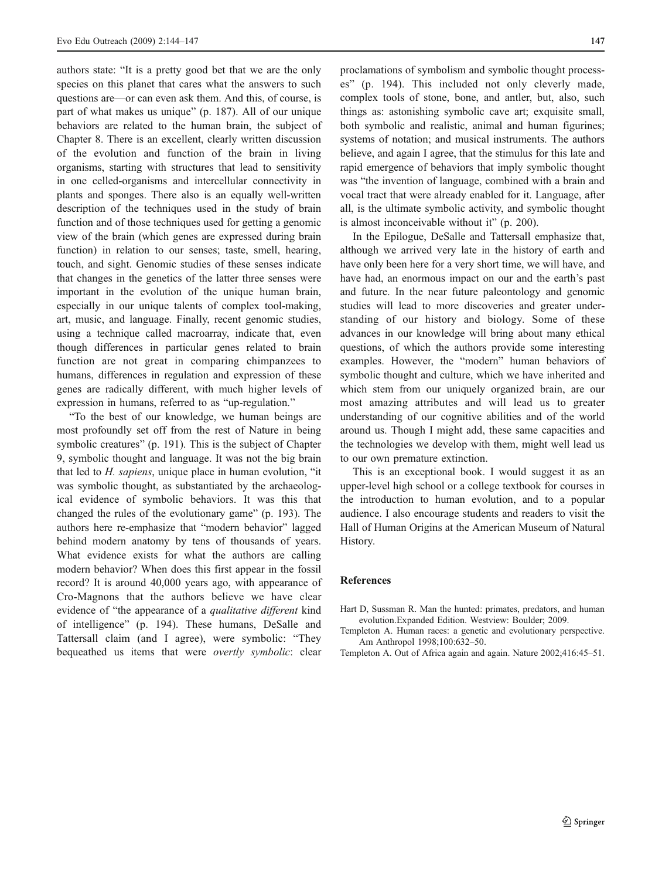authors state: "It is a pretty good bet that we are the only species on this planet that cares what the answers to such questions are—or can even ask them. And this, of course, is part of what makes us unique" (p. 187). All of our unique behaviors are related to the human brain, the subject of Chapter 8. There is an excellent, clearly written discussion of the evolution and function of the brain in living organisms, starting with structures that lead to sensitivity in one celled-organisms and intercellular connectivity in plants and sponges. There also is an equally well-written description of the techniques used in the study of brain function and of those techniques used for getting a genomic view of the brain (which genes are expressed during brain function) in relation to our senses; taste, smell, hearing, touch, and sight. Genomic studies of these senses indicate that changes in the genetics of the latter three senses were important in the evolution of the unique human brain, especially in our unique talents of complex tool-making, art, music, and language. Finally, recent genomic studies, using a technique called macroarray, indicate that, even though differences in particular genes related to brain function are not great in comparing chimpanzees to humans, differences in regulation and expression of these genes are radically different, with much higher levels of expression in humans, referred to as "up-regulation."

"To the best of our knowledge, we human beings are most profoundly set off from the rest of Nature in being symbolic creatures" (p. 191). This is the subject of Chapter 9, symbolic thought and language. It was not the big brain that led to *H. sapiens*, unique place in human evolution, "it was symbolic thought, as substantiated by the archaeological evidence of symbolic behaviors. It was this that changed the rules of the evolutionary game" (p. 193). The authors here re-emphasize that "modern behavior" lagged behind modern anatomy by tens of thousands of years. What evidence exists for what the authors are calling modern behavior? When does this first appear in the fossil record? It is around 40,000 years ago, with appearance of Cro-Magnons that the authors believe we have clear evidence of "the appearance of a *qualitative different* kind of intelligence" (p. 194). These humans, DeSalle and Tattersall claim (and I agree), were symbolic: "They bequeathed us items that were *overtly symbolic*: clear proclamations of symbolism and symbolic thought processes" (p. 194). This included not only cleverly made, complex tools of stone, bone, and antler, but, also, such things as: astonishing symbolic cave art; exquisite small, both symbolic and realistic, animal and human figurines; systems of notation; and musical instruments. The authors believe, and again I agree, that the stimulus for this late and rapid emergence of behaviors that imply symbolic thought was "the invention of language, combined with a brain and vocal tract that were already enabled for it. Language, after all, is the ultimate symbolic activity, and symbolic thought is almost inconceivable without it" (p. 200).

In the Epilogue, DeSalle and Tattersall emphasize that, although we arrived very late in the history of earth and have only been here for a very short time, we will have, and have had, an enormous impact on our and the earth's past and future. In the near future paleontology and genomic studies will lead to more discoveries and greater understanding of our history and biology. Some of these advances in our knowledge will bring about many ethical questions, of which the authors provide some interesting examples. However, the "modern" human behaviors of symbolic thought and culture, which we have inherited and which stem from our uniquely organized brain, are our most amazing attributes and will lead us to greater understanding of our cognitive abilities and of the world around us. Though I might add, these same capacities and the technologies we develop with them, might well lead us to our own premature extinction.

This is an exceptional book. I would suggest it as an upper-level high school or a college textbook for courses in the introduction to human evolution, and to a popular audience. I also encourage students and readers to visit the Hall of Human Origins at the American Museum of Natural History.

## References

Hart D, Sussman R. Man the hunted: primates, predators, and human evolution.Expanded Edition. Westview: Boulder; 2009.

Templeton A. Human races: a genetic and evolutionary perspective. Am Anthropol 1998;100:632–50.

Templeton A. Out of Africa again and again. Nature 2002;416:45–51.